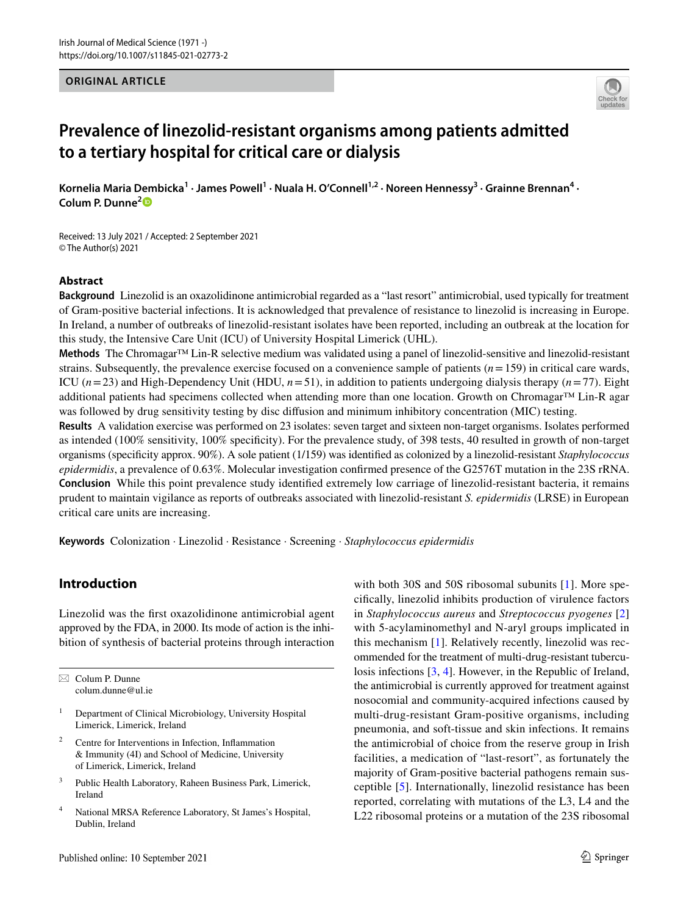ORIGINAL ARTICLE

# Prevalence of linezolid-resistant organisms among patients admitted to a tertiary hospital for critical care or dialysis

**Kornelia Maria Dembicka[1] · James Powell[1] · Nuala H. O'Connell[1,2] · Noreen Hennessy[3] · Grainne Brennan[4] · Colum P. Dunne[2]**

Received: 13 July 2021 / Accepted: 2 September 2021
© The Author(s) 2021

## Abstract

**Background** Linezolid is an oxazolidinone antimicrobial regarded as a "last resort" antimicrobial, used typically for treatment of Gram-positive bacterial infections. It is acknowledged that prevalence of resistance to linezolid is increasing in Europe. In Ireland, a number of outbreaks of linezolid-resistant isolates have been reported, including an outbreak at the location for this study, the Intensive Care Unit (ICU) of University Hospital Limerick (UHL).

**Methods** The Chromagar™ Lin-R selective medium was validated using a panel of linezolid-sensitive and linezolid-resistant strains. Subsequently, the prevalence exercise focused on a convenience sample of patients ($n=159$) in critical care wards, ICU ($n=23$) and High-Dependency Unit (HDU, $n=51$), in addition to patients undergoing dialysis therapy ($n=77$). Eight additional patients had specimens collected when attending more than one location. Growth on Chromagar™ Lin-R agar was followed by drug sensitivity testing by disc diffusion and minimum inhibitory concentration (MIC) testing.

**Results** A validation exercise was performed on 23 isolates: seven target and sixteen non-target organisms. Isolates performed as intended (100% sensitivity, 100% specificity). For the prevalence study, of 398 tests, 40 resulted in growth of non-target organisms (specificity approx. 90%). A sole patient (1/159) was identified as colonized by a linezolid-resistant *Staphylococcus epidermidis*, a prevalence of 0.63%. Molecular investigation confirmed presence of the G2576T mutation in the 23S rRNA.

**Conclusion** While this point prevalence study identified extremely low carriage of linezolid-resistant bacteria, it remains prudent to maintain vigilance as reports of outbreaks associated with linezolid-resistant *S. epidermidis* (LRSE) in European critical care units are increasing.

**Keywords** Colonization · Linezolid · Resistance · Screening · *Staphylococcus epidermidis*

## Introduction

Linezolid was the first oxazolidinone antimicrobial agent approved by the FDA, in 2000. Its mode of action is the inhibition of synthesis of bacterial proteins through interaction with both 30S and 50S ribosomal subunits [1]. More specifically, linezolid inhibits production of virulence factors in *Staphylococcus aureus* and *Streptococcus pyogenes* [2] with 5-acylaminomethyl and N-aryl groups implicated in this mechanism [1]. Relatively recently, linezolid was recommended for the treatment of multi-drug-resistant tuberculosis infections [3, 4]. However, in the Republic of Ireland, the antimicrobial is currently approved for treatment against nosocomial and community-acquired infections caused by multi-drug-resistant Gram-positive organisms, including pneumonia, and soft-tissue and skin infections. It remains the antimicrobial of choice from the reserve group in Irish facilities, a medication of "last-resort", as fortunately the majority of Gram-positive bacterial pathogens remain susceptible [5]. Internationally, linezolid resistance has been reported, correlating with mutations of the L3, L4 and the L22 ribosomal proteins or a mutation of the 23S ribosomal

✉ Colum P. Dunne
colum.dunne@ul.ie

1 Department of Clinical Microbiology, University Hospital Limerick, Limerick, Ireland

2 Centre for Interventions in Infection, Inflammation & Immunity (4I) and School of Medicine, University of Limerick, Limerick, Ireland

3 Public Health Laboratory, Raheen Business Park, Limerick, Ireland

4 National MRSA Reference Laboratory, St James's Hospital, Dublin, Ireland

Published online: 10 September 2021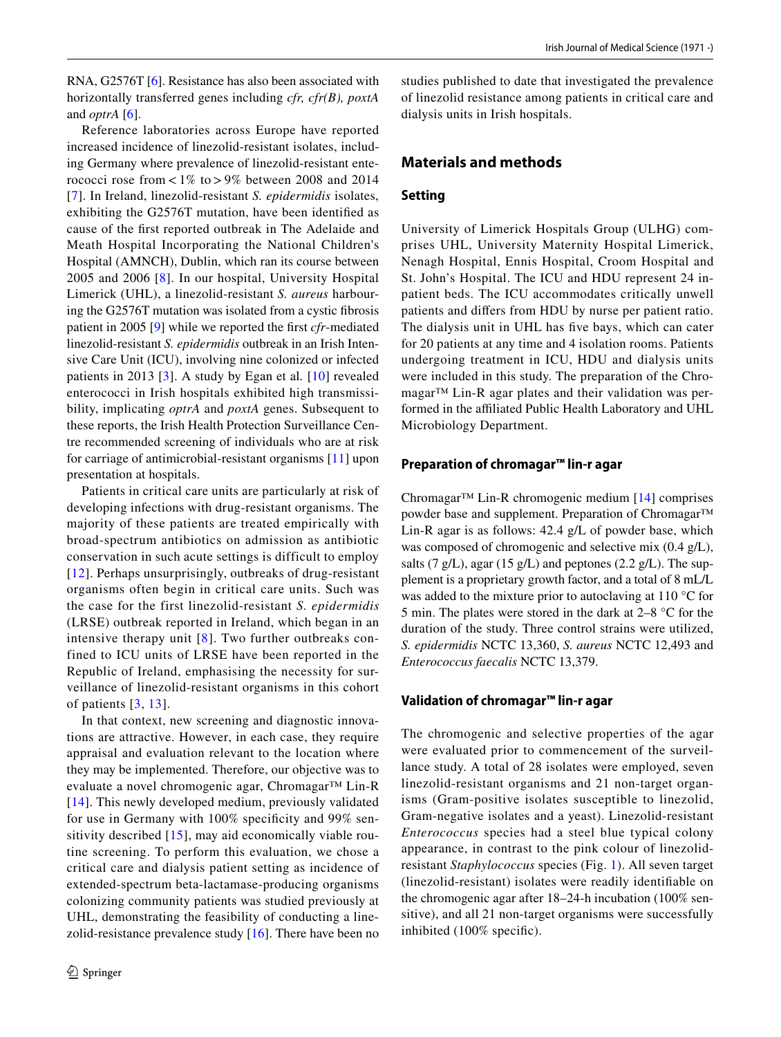RNA, G2576T [6]. Resistance has also been associated with horizontally transferred genes including *cfr, cfr(B), poxtA* and *optrA* [6].

Reference laboratories across Europe have reported increased incidence of linezolid-resistant isolates, including Germany where prevalence of linezolid-resistant enterococci rose from < 1% to > 9% between 2008 and 2014 [7]. In Ireland, linezolid-resistant *S. epidermidis* isolates, exhibiting the G2576T mutation, have been identified as cause of the first reported outbreak in The Adelaide and Meath Hospital Incorporating the National Children's Hospital (AMNCH), Dublin, which ran its course between 2005 and 2006 [8]. In our hospital, University Hospital Limerick (UHL), a linezolid-resistant *S. aureus* harbouring the G2576T mutation was isolated from a cystic fibrosis patient in 2005 [9] while we reported the first *cfr*-mediated linezolid-resistant *S. epidermidis* outbreak in an Irish Intensive Care Unit (ICU), involving nine colonized or infected patients in 2013 [3]. A study by Egan et al. [10] revealed enterococci in Irish hospitals exhibited high transmissibility, implicating *optrA* and *poxtA* genes. Subsequent to these reports, the Irish Health Protection Surveillance Centre recommended screening of individuals who are at risk for carriage of antimicrobial-resistant organisms [11] upon presentation at hospitals.

Patients in critical care units are particularly at risk of developing infections with drug-resistant organisms. The majority of these patients are treated empirically with broad-spectrum antibiotics on admission as antibiotic conservation in such acute settings is difficult to employ [12]. Perhaps unsurprisingly, outbreaks of drug-resistant organisms often begin in critical care units. Such was the case for the first linezolid-resistant *S. epidermidis* (LRSE) outbreak reported in Ireland, which began in an intensive therapy unit [8]. Two further outbreaks confined to ICU units of LRSE have been reported in the Republic of Ireland, emphasising the necessity for surveillance of linezolid-resistant organisms in this cohort of patients [3, 13].

In that context, new screening and diagnostic innovations are attractive. However, in each case, they require appraisal and evaluation relevant to the location where they may be implemented. Therefore, our objective was to evaluate a novel chromogenic agar, Chromagar™ Lin-R [14]. This newly developed medium, previously validated for use in Germany with 100% specificity and 99% sensitivity described [15], may aid economically viable routine screening. To perform this evaluation, we chose a critical care and dialysis patient setting as incidence of extended-spectrum beta-lactamase-producing organisms colonizing community patients was studied previously at UHL, demonstrating the feasibility of conducting a linezolid-resistance prevalence study [16]. There have been no studies published to date that investigated the prevalence of linezolid resistance among patients in critical care and dialysis units in Irish hospitals.

## Materials and methods

### Setting

University of Limerick Hospitals Group (ULHG) comprises UHL, University Maternity Hospital Limerick, Nenagh Hospital, Ennis Hospital, Croom Hospital and St. John's Hospital. The ICU and HDU represent 24 in-patient beds. The ICU accommodates critically unwell patients and differs from HDU by nurse per patient ratio. The dialysis unit in UHL has five bays, which can cater for 20 patients at any time and 4 isolation rooms. Patients undergoing treatment in ICU, HDU and dialysis units were included in this study. The preparation of the Chromagar™ Lin-R agar plates and their validation was performed in the affiliated Public Health Laboratory and UHL Microbiology Department.

### Preparation of chromagar™ lin-r agar

Chromagar™ Lin-R chromogenic medium [14] comprises powder base and supplement. Preparation of Chromagar™ Lin-R agar is as follows: 42.4 g/L of powder base, which was composed of chromogenic and selective mix (0.4 g/L), salts (7 g/L), agar (15 g/L) and peptones (2.2 g/L). The supplement is a proprietary growth factor, and a total of 8 mL/L was added to the mixture prior to autoclaving at 110 °C for 5 min. The plates were stored in the dark at 2–8 °C for the duration of the study. Three control strains were utilized, *S. epidermidis* NCTC 13,360, *S. aureus* NCTC 12,493 and *Enterococcus faecalis* NCTC 13,379.

### Validation of chromagar™ lin-r agar

The chromogenic and selective properties of the agar were evaluated prior to commencement of the surveillance study. A total of 28 isolates were employed, seven linezolid-resistant organisms and 21 non-target organisms (Gram-positive isolates susceptible to linezolid, Gram-negative isolates and a yeast). Linezolid-resistant *Enterococcus* species had a steel blue typical colony appearance, in contrast to the pink colour of linezolid-resistant *Staphylococcus* species (Fig. 1). All seven target (linezolid-resistant) isolates were readily identifiable on the chromogenic agar after 18–24-h incubation (100% sensitive), and all 21 non-target organisms were successfully inhibited (100% specific).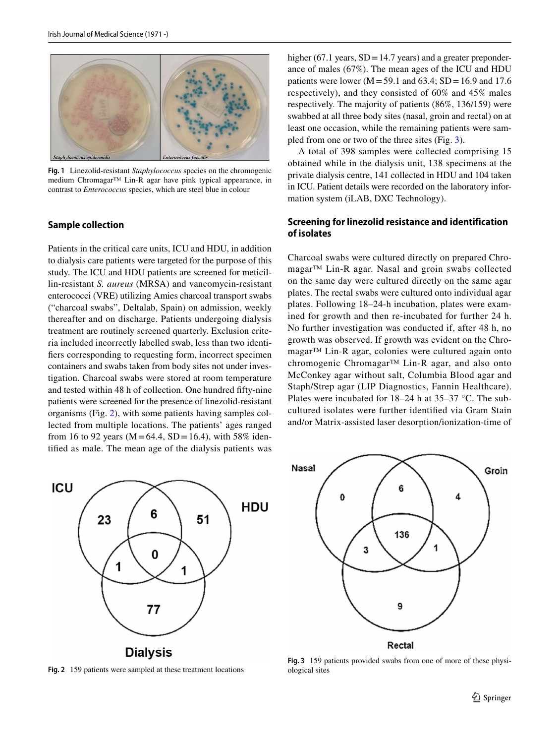Fig. 1 Linezolid-resistant *Staphylococcus* species on the chromogenic medium Chromagar™ Lin-R agar have pink typical appearance, in contrast to *Enterococcus* species, which are steel blue in colour

### Sample collection

Patients in the critical care units, ICU and HDU, in addition to dialysis care patients were targeted for the purpose of this study. The ICU and HDU patients are screened for meticillin-resistant *S. aureus* (MRSA) and vancomycin-resistant enterococci (VRE) utilizing Amies charcoal transport swabs ("charcoal swabs", Deltalab, Spain) on admission, weekly thereafter and on discharge. Patients undergoing dialysis treatment are routinely screened quarterly. Exclusion criteria included incorrectly labelled swab, less than two identifiers corresponding to requesting form, incorrect specimen containers and swabs taken from body sites not under investigation. Charcoal swabs were stored at room temperature and tested within 48 h of collection. One hundred fifty-nine patients were screened for the presence of linezolid-resistant organisms (Fig. 2), with some patients having samples collected from multiple locations. The patients' ages ranged from 16 to 92 years (M = 64.4, SD = 16.4), with 58% identified as male. The mean age of the dialysis patients was higher (67.1 years, SD = 14.7 years) and a greater preponderance of males (67%). The mean ages of the ICU and HDU patients were lower (M = 59.1 and 63.4; SD = 16.9 and 17.6 respectively), and they consisted of 60% and 45% males respectively. The majority of patients (86%, 136/159) were swabbed at all three body sites (nasal, groin and rectal) on at least one occasion, while the remaining patients were sampled from one or two of the three sites (Fig. 3).

A total of 398 samples were collected comprising 15 obtained while in the dialysis unit, 138 specimens at the private dialysis centre, 141 collected in HDU and 104 taken in ICU. Patient details were recorded on the laboratory information system (iLAB, DXC Technology).

### Screening for linezolid resistance and identification of isolates

Charcoal swabs were cultured directly on prepared Chromagar™ Lin-R agar. Nasal and groin swabs collected on the same day were cultured directly on the same agar plates. The rectal swabs were cultured onto individual agar plates. Following 18–24-h incubation, plates were examined for growth and then re-incubated for further 24 h. No further investigation was conducted if, after 48 h, no growth was observed. If growth was evident on the Chromagar™ Lin-R agar, colonies were cultured again onto chromogenic Chromagar™ Lin-R agar, and also onto McConkey agar without salt, Columbia Blood agar and Staph/Strep agar (LIP Diagnostics, Fannin Healthcare). Plates were incubated for 18–24 h at 35–37 °C. The subcultured isolates were further identified via Gram Stain and/or Matrix-assisted laser desorption/ionization-time of

Fig. 2 159 patients were sampled at these treatment locations

Fig. 3 159 patients provided swabs from one of more of these physiological sites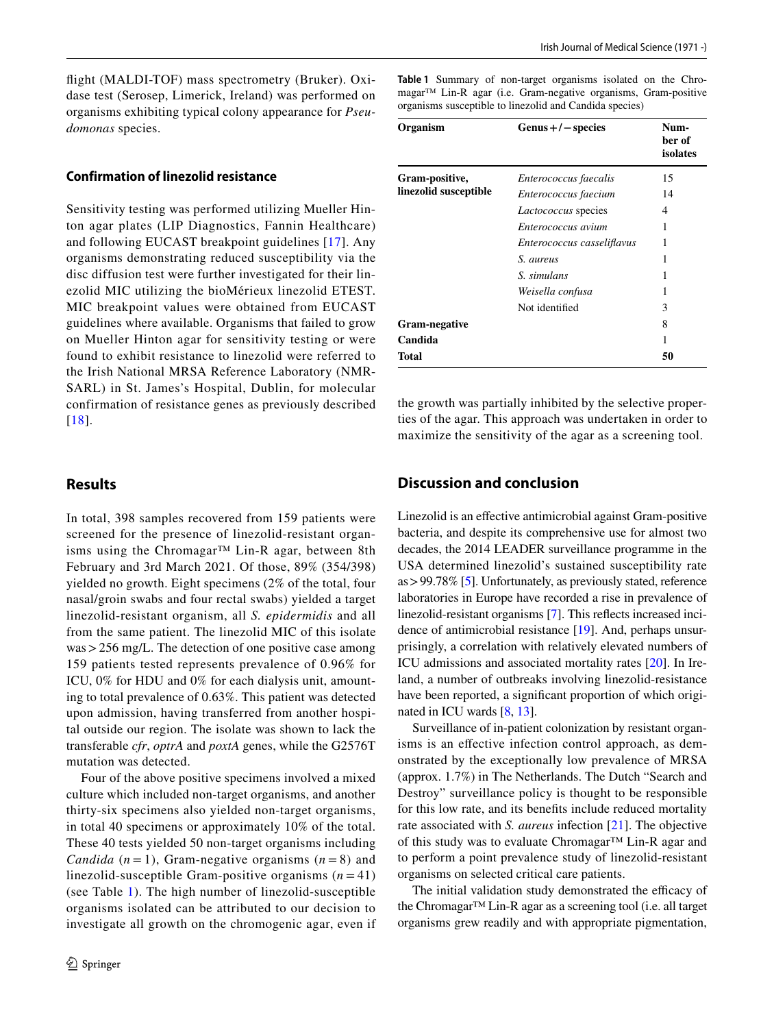flight (MALDI-TOF) mass spectrometry (Bruker). Oxidase test (Serosep, Limerick, Ireland) was performed on organisms exhibiting typical colony appearance for *Pseudomonas* species.

### Confirmation of linezolid resistance

Sensitivity testing was performed utilizing Mueller Hinton agar plates (LIP Diagnostics, Fannin Healthcare) and following EUCAST breakpoint guidelines [17]. Any organisms demonstrating reduced susceptibility via the disc diffusion test were further investigated for their linezolid MIC utilizing the bioMérieux linezolid ETEST. MIC breakpoint values were obtained from EUCAST guidelines where available. Organisms that failed to grow on Mueller Hinton agar for sensitivity testing or were found to exhibit resistance to linezolid were referred to the Irish National MRSA Reference Laboratory (NMRSARL) in St. James's Hospital, Dublin, for molecular confirmation of resistance genes as previously described [18].

## Results

In total, 398 samples recovered from 159 patients were screened for the presence of linezolid-resistant organisms using the Chromagar™ Lin-R agar, between 8th February and 3rd March 2021. Of those, 89% (354/398) yielded no growth. Eight specimens (2% of the total, four nasal/groin swabs and four rectal swabs) yielded a target linezolid-resistant organism, all *S. epidermidis* and all from the same patient. The linezolid MIC of this isolate was > 256 mg/L. The detection of one positive case among 159 patients tested represents prevalence of 0.96% for ICU, 0% for HDU and 0% for each dialysis unit, amounting to total prevalence of 0.63%. This patient was detected upon admission, having transferred from another hospital outside our region. The isolate was shown to lack the transferable *cfr*, *optrA* and *poxtA* genes, while the G2576T mutation was detected.

Four of the above positive specimens involved a mixed culture which included non-target organisms, and another thirty-six specimens also yielded non-target organisms, in total 40 specimens or approximately 10% of the total. These 40 tests yielded 50 non-target organisms including *Candida* ($n = 1$), Gram-negative organisms ($n = 8$) and linezolid-susceptible Gram-positive organisms ($n = 41$) (see Table 1). The high number of linezolid-susceptible organisms isolated can be attributed to our decision to investigate all growth on the chromogenic agar, even if the growth was partially inhibited by the selective properties of the agar. This approach was undertaken in order to maximize the sensitivity of the agar as a screening tool.

**Table 1** Summary of non-target organisms isolated on the Chromagar™ Lin-R agar (i.e. Gram-negative organisms, Gram-positive organisms susceptible to linezolid and Candida species)

| Organism | Genus +/− species | Number of isolates |
|---|---|---|
| **Gram-positive, linezolid susceptible** | *Enterococcus faecalis* | 15 |
| | *Enterococcus faecium* | 14 |
| | *Lactococcus* species | 4 |
| | *Enterococcus avium* | 1 |
| | *Enterococcus casseliflavus* | 1 |
| | *S. aureus* | 1 |
| | *S. simulans* | 1 |
| | *Weisella confusa* | 1 |
| | Not identified | 3 |
| **Gram-negative** | | 8 |
| **Candida** | | 1 |
| **Total** | | **50** |

## Discussion and conclusion

Linezolid is an effective antimicrobial against Gram-positive bacteria, and despite its comprehensive use for almost two decades, the 2014 LEADER surveillance programme in the USA determined linezolid's sustained susceptibility rate as > 99.78% [5]. Unfortunately, as previously stated, reference laboratories in Europe have recorded a rise in prevalence of linezolid-resistant organisms [7]. This reflects increased incidence of antimicrobial resistance [19]. And, perhaps unsurprisingly, a correlation with relatively elevated numbers of ICU admissions and associated mortality rates [20]. In Ireland, a number of outbreaks involving linezolid-resistance have been reported, a significant proportion of which originated in ICU wards [8, 13].

Surveillance of in-patient colonization by resistant organisms is an effective infection control approach, as demonstrated by the exceptionally low prevalence of MRSA (approx. 1.7%) in The Netherlands. The Dutch "Search and Destroy" surveillance policy is thought to be responsible for this low rate, and its benefits include reduced mortality rate associated with *S. aureus* infection [21]. The objective of this study was to evaluate Chromagar™ Lin-R agar and to perform a point prevalence study of linezolid-resistant organisms on selected critical care patients.

The initial validation study demonstrated the efficacy of the Chromagar™ Lin-R agar as a screening tool (i.e. all target organisms grew readily and with appropriate pigmentation,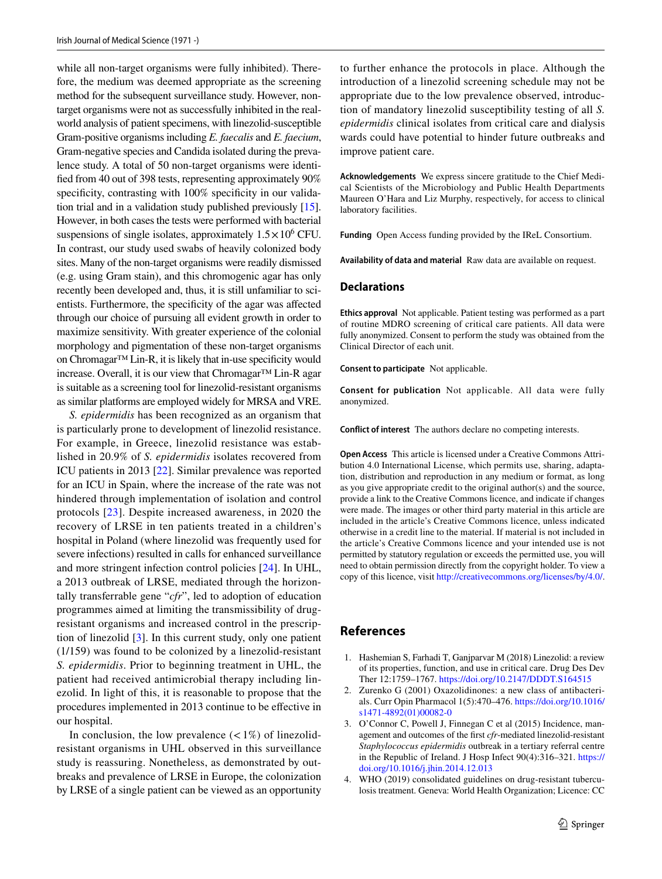while all non-target organisms were fully inhibited). Therefore, the medium was deemed appropriate as the screening method for the subsequent surveillance study. However, non-target organisms were not as successfully inhibited in the real-world analysis of patient specimens, with linezolid-susceptible Gram-positive organisms including *E. faecalis* and *E. faecium*, Gram-negative species and Candida isolated during the prevalence study. A total of 50 non-target organisms were identified from 40 out of 398 tests, representing approximately 90% specificity, contrasting with 100% specificity in our validation trial and in a validation study published previously [15]. However, in both cases the tests were performed with bacterial suspensions of single isolates, approximately $1.5 \times 10^6$ CFU. In contrast, our study used swabs of heavily colonized body sites. Many of the non-target organisms were readily dismissed (e.g. using Gram stain), and this chromogenic agar has only recently been developed and, thus, it is still unfamiliar to scientists. Furthermore, the specificity of the agar was affected through our choice of pursuing all evident growth in order to maximize sensitivity. With greater experience of the colonial morphology and pigmentation of these non-target organisms on Chromagar™ Lin-R, it is likely that in-use specificity would increase. Overall, it is our view that Chromagar™ Lin-R agar is suitable as a screening tool for linezolid-resistant organisms as similar platforms are employed widely for MRSA and VRE.

*S. epidermidis* has been recognized as an organism that is particularly prone to development of linezolid resistance. For example, in Greece, linezolid resistance was established in 20.9% of *S. epidermidis* isolates recovered from ICU patients in 2013 [22]. Similar prevalence was reported for an ICU in Spain, where the increase of the rate was not hindered through implementation of isolation and control protocols [23]. Despite increased awareness, in 2020 the recovery of LRSE in ten patients treated in a children's hospital in Poland (where linezolid was frequently used for severe infections) resulted in calls for enhanced surveillance and more stringent infection control policies [24]. In UHL, a 2013 outbreak of LRSE, mediated through the horizontally transferrable gene "*cfr*", led to adoption of education programmes aimed at limiting the transmissibility of drug-resistant organisms and increased control in the prescription of linezolid [3]. In this current study, only one patient (1/159) was found to be colonized by a linezolid-resistant *S. epidermidis*. Prior to beginning treatment in UHL, the patient had received antimicrobial therapy including linezolid. In light of this, it is reasonable to propose that the procedures implemented in 2013 continue to be effective in our hospital.

In conclusion, the low prevalence (< 1%) of linezolid-resistant organisms in UHL observed in this surveillance study is reassuring. Nonetheless, as demonstrated by outbreaks and prevalence of LRSE in Europe, the colonization by LRSE of a single patient can be viewed as an opportunity to further enhance the protocols in place. Although the introduction of a linezolid screening schedule may not be appropriate due to the low prevalence observed, introduction of mandatory linezolid susceptibility testing of all *S. epidermidis* clinical isolates from critical care and dialysis wards could have potential to hinder future outbreaks and improve patient care.

**Acknowledgements** We express sincere gratitude to the Chief Medical Scientists of the Microbiology and Public Health Departments Maureen O'Hara and Liz Murphy, respectively, for access to clinical laboratory facilities.

**Funding** Open Access funding provided by the IReL Consortium.

**Availability of data and material** Raw data are available on request.

## Declarations

**Ethics approval** Not applicable. Patient testing was performed as a part of routine MDRO screening of critical care patients. All data were fully anonymized. Consent to perform the study was obtained from the Clinical Director of each unit.

**Consent to participate** Not applicable.

**Consent for publication** Not applicable. All data were fully anonymized.

**Conflict of interest** The authors declare no competing interests.

**Open Access** This article is licensed under a Creative Commons Attribution 4.0 International License, which permits use, sharing, adaptation, distribution and reproduction in any medium or format, as long as you give appropriate credit to the original author(s) and the source, provide a link to the Creative Commons licence, and indicate if changes were made. The images or other third party material in this article are included in the article's Creative Commons licence, unless indicated otherwise in a credit line to the material. If material is not included in the article's Creative Commons licence and your intended use is not permitted by statutory regulation or exceeds the permitted use, you will need to obtain permission directly from the copyright holder. To view a copy of this licence, visit http://creativecommons.org/licenses/by/4.0/.

## References

1. Hashemian S, Farhadi T, Ganjparvar M (2018) Linezolid: a review of its properties, function, and use in critical care. Drug Des Dev Ther 12:1759–1767. https://doi.org/10.2147/DDDT.S164515
2. Zurenko G (2001) Oxazolidinones: a new class of antibacterials. Curr Opin Pharmacol 1(5):470–476. https://doi.org/10.1016/s1471-4892(01)00082-0
3. O'Connor C, Powell J, Finnegan C et al (2015) Incidence, management and outcomes of the first *cfr*-mediated linezolid-resistant *Staphylococcus epidermidis* outbreak in a tertiary referral centre in the Republic of Ireland. J Hosp Infect 90(4):316–321. https://doi.org/10.1016/j.jhin.2014.12.013
4. WHO (2019) consolidated guidelines on drug-resistant tuberculosis treatment. Geneva: World Health Organization; Licence: CC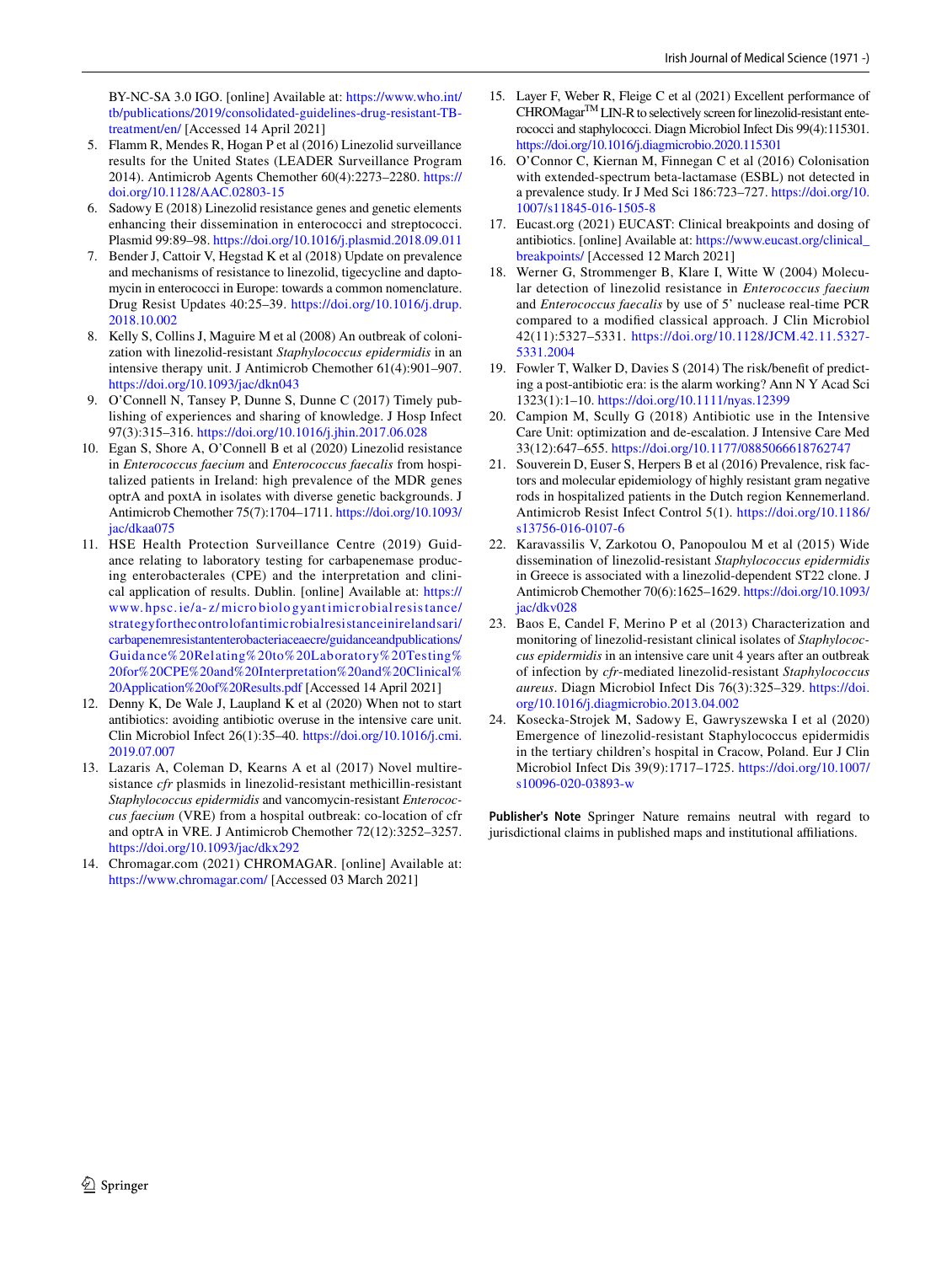BY-NC-SA 3.0 IGO. [online] Available at: https://www.who.int/tb/publications/2019/consolidated-guidelines-drug-resistant-TB-treatment/en/ [Accessed 14 April 2021]

5. Flamm R, Mendes R, Hogan P et al (2016) Linezolid surveillance results for the United States (LEADER Surveillance Program 2014). Antimicrob Agents Chemother 60(4):2273–2280. https://doi.org/10.1128/AAC.02803-15
6. Sadowy E (2018) Linezolid resistance genes and genetic elements enhancing their dissemination in enterococci and streptococci. Plasmid 99:89–98. https://doi.org/10.1016/j.plasmid.2018.09.011
7. Bender J, Cattoir V, Hegstad K et al (2018) Update on prevalence and mechanisms of resistance to linezolid, tigecycline and daptomycin in enterococci in Europe: towards a common nomenclature. Drug Resist Updates 40:25–39. https://doi.org/10.1016/j.drup.2018.10.002
8. Kelly S, Collins J, Maguire M et al (2008) An outbreak of colonization with linezolid-resistant *Staphylococcus epidermidis* in an intensive therapy unit. J Antimicrob Chemother 61(4):901–907. https://doi.org/10.1093/jac/dkn043
9. O'Connell N, Tansey P, Dunne S, Dunne C (2017) Timely publishing of experiences and sharing of knowledge. J Hosp Infect 97(3):315–316. https://doi.org/10.1016/j.jhin.2017.06.028
10. Egan S, Shore A, O'Connell B et al (2020) Linezolid resistance in *Enterococcus faecium* and *Enterococcus faecalis* from hospitalized patients in Ireland: high prevalence of the MDR genes optrA and poxtA in isolates with diverse genetic backgrounds. J Antimicrob Chemother 75(7):1704–1711. https://doi.org/10.1093/jac/dkaa075
11. HSE Health Protection Surveillance Centre (2019) Guidance relating to laboratory testing for carbapenemase producing enterobacterales (CPE) and the interpretation and clinical application of results. Dublin. [online] Available at: https://www.hpsc.ie/a-z/microbiologyantimicrobialresistance/strategyforthecontrolofantimicrobialresistanceinirelandsari/carbapenemresistantenterobacteriaceaecre/guidanceandpublications/Guidance%20Relating%20to%20Laboratory%20Testing%20for%20CPE%20and%20Interpretation%20and%20Clinical%20Application%20of%20Results.pdf [Accessed 14 April 2021]
12. Denny K, De Wale J, Laupland K et al (2020) When not to start antibiotics: avoiding antibiotic overuse in the intensive care unit. Clin Microbiol Infect 26(1):35–40. https://doi.org/10.1016/j.cmi.2019.07.007
13. Lazaris A, Coleman D, Kearns A et al (2017) Novel multiresistance *cfr* plasmids in linezolid-resistant methicillin-resistant *Staphylococcus epidermidis* and vancomycin-resistant *Enterococcus faecium* (VRE) from a hospital outbreak: co-location of cfr and optrA in VRE. J Antimicrob Chemother 72(12):3252–3257. https://doi.org/10.1093/jac/dkx292
14. Chromagar.com (2021) CHROMAGAR. [online] Available at: https://www.chromagar.com/ [Accessed 03 March 2021]
15. Layer F, Weber R, Fleige C et al (2021) Excellent performance of CHROMagar™ LIN-R to selectively screen for linezolid-resistant enterococci and staphylococci. Diagn Microbiol Infect Dis 99(4):115301. https://doi.org/10.1016/j.diagmicrobio.2020.115301
16. O'Connor C, Kiernan M, Finnegan C et al (2016) Colonisation with extended-spectrum beta-lactamase (ESBL) not detected in a prevalence study. Ir J Med Sci 186:723–727. https://doi.org/10.1007/s11845-016-1505-8
17. Eucast.org (2021) EUCAST: Clinical breakpoints and dosing of antibiotics. [online] Available at: https://www.eucast.org/clinical_breakpoints/ [Accessed 12 March 2021]
18. Werner G, Strommenger B, Klare I, Witte W (2004) Molecular detection of linezolid resistance in *Enterococcus faecium* and *Enterococcus faecalis* by use of 5' nuclease real-time PCR compared to a modified classical approach. J Clin Microbiol 42(11):5327–5331. https://doi.org/10.1128/JCM.42.11.5327-5331.2004
19. Fowler T, Walker D, Davies S (2014) The risk/benefit of predicting a post-antibiotic era: is the alarm working? Ann N Y Acad Sci 1323(1):1–10. https://doi.org/10.1111/nyas.12399
20. Campion M, Scully G (2018) Antibiotic use in the Intensive Care Unit: optimization and de-escalation. J Intensive Care Med 33(12):647–655. https://doi.org/10.1177/0885066618762747
21. Souverein D, Euser S, Herpers B et al (2016) Prevalence, risk factors and molecular epidemiology of highly resistant gram negative rods in hospitalized patients in the Dutch region Kennemerland. Antimicrob Resist Infect Control 5(1). https://doi.org/10.1186/s13756-016-0107-6
22. Karavassilis V, Zarkotou O, Panopoulou M et al (2015) Wide dissemination of linezolid-resistant *Staphylococcus epidermidis* in Greece is associated with a linezolid-dependent ST22 clone. J Antimicrob Chemother 70(6):1625–1629. https://doi.org/10.1093/jac/dkv028
23. Baos E, Candel F, Merino P et al (2013) Characterization and monitoring of linezolid-resistant clinical isolates of *Staphylococcus epidermidis* in an intensive care unit 4 years after an outbreak of infection by *cfr*-mediated linezolid-resistant *Staphylococcus aureus*. Diagn Microbiol Infect Dis 76(3):325–329. https://doi.org/10.1016/j.diagmicrobio.2013.04.002
24. Kosecka-Strojek M, Sadowy E, Gawryszewska I et al (2020) Emergence of linezolid-resistant Staphylococcus epidermidis in the tertiary children's hospital in Cracow, Poland. Eur J Clin Microbiol Infect Dis 39(9):1717–1725. https://doi.org/10.1007/s10096-020-03893-w

**Publisher's Note** Springer Nature remains neutral with regard to jurisdictional claims in published maps and institutional affiliations.